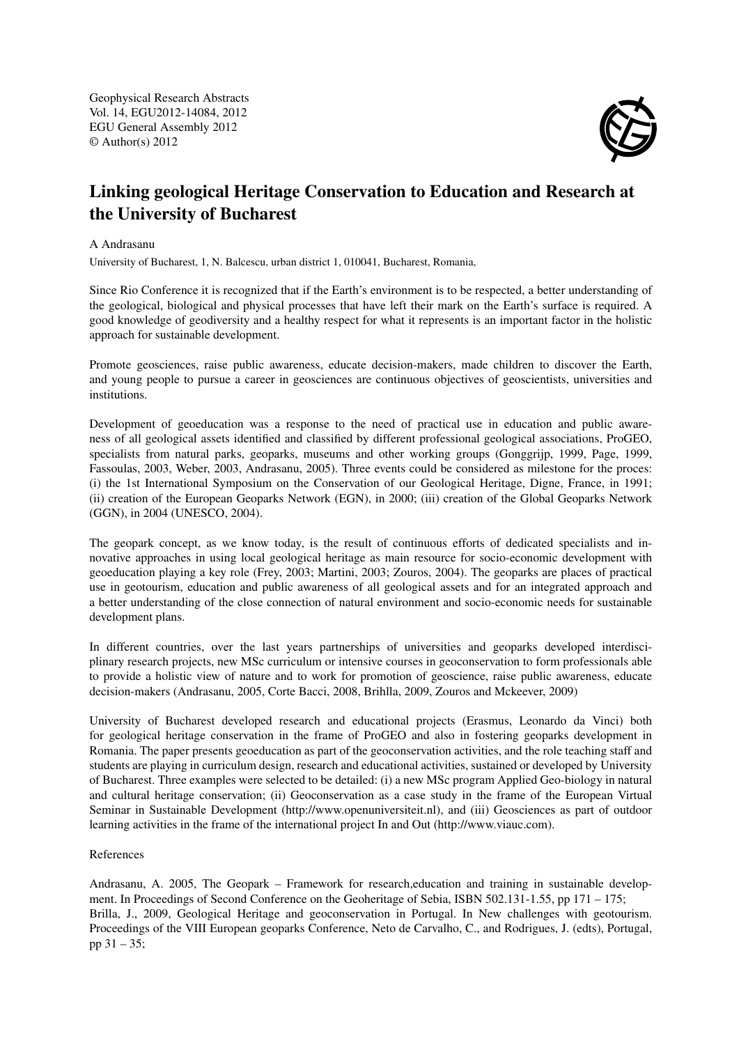Geophysical Research Abstracts
Vol. 14, EGU2012-14084, 2012
EGU General Assembly 2012
© Author(s) 2012

# Linking geological Heritage Conservation to Education and Research at the University of Bucharest

A Andrasanu

University of Bucharest, 1, N. Balcescu, urban district 1, 010041, Bucharest, Romania,

Since Rio Conference it is recognized that if the Earth's environment is to be respected, a better understanding of the geological, biological and physical processes that have left their mark on the Earth's surface is required. A good knowledge of geodiversity and a healthy respect for what it represents is an important factor in the holistic approach for sustainable development.

Promote geosciences, raise public awareness, educate decision-makers, made children to discover the Earth, and young people to pursue a career in geosciences are continuous objectives of geoscientists, universities and institutions.

Development of geoeducation was a response to the need of practical use in education and public awareness of all geological assets identified and classified by different professional geological associations, ProGEO, specialists from natural parks, geoparks, museums and other working groups (Gonggrijp, 1999, Page, 1999, Fassoulas, 2003, Weber, 2003, Andrasanu, 2005). Three events could be considered as milestone for the proces: (i) the 1st International Symposium on the Conservation of our Geological Heritage, Digne, France, in 1991; (ii) creation of the European Geoparks Network (EGN), in 2000; (iii) creation of the Global Geoparks Network (GGN), in 2004 (UNESCO, 2004).

The geopark concept, as we know today, is the result of continuous efforts of dedicated specialists and innovative approaches in using local geological heritage as main resource for socio-economic development with geoeducation playing a key role (Frey, 2003; Martini, 2003; Zouros, 2004). The geoparks are places of practical use in geotourism, education and public awareness of all geological assets and for an integrated approach and a better understanding of the close connection of natural environment and socio-economic needs for sustainable development plans.

In different countries, over the last years partnerships of universities and geoparks developed interdisciplinary research projects, new MSc curriculum or intensive courses in geoconservation to form professionals able to provide a holistic view of nature and to work for promotion of geoscience, raise public awareness, educate decision-makers (Andrasanu, 2005, Corte Bacci, 2008, Brihlla, 2009, Zouros and Mckeever, 2009)

University of Bucharest developed research and educational projects (Erasmus, Leonardo da Vinci) both for geological heritage conservation in the frame of ProGEO and also in fostering geoparks development in Romania. The paper presents geoeducation as part of the geoconservation activities, and the role teaching staff and students are playing in curriculum design, research and educational activities, sustained or developed by University of Bucharest. Three examples were selected to be detailed: (i) a new MSc program Applied Geo-biology in natural and cultural heritage conservation; (ii) Geoconservation as a case study in the frame of the European Virtual Seminar in Sustainable Development (http://www.openuniversiteit.nl), and (iii) Geosciences as part of outdoor learning activities in the frame of the international project In and Out (http://www.viauc.com).

References

Andrasanu, A. 2005, The Geopark – Framework for research,education and training in sustainable development. In Proceedings of Second Conference on the Geoheritage of Sebia, ISBN 502.131-1.55, pp 171 – 175;

Brilla, J., 2009, Geological Heritage and geoconservation in Portugal. In New challenges with geotourism. Proceedings of the VIII European geoparks Conference, Neto de Carvalho, C., and Rodrigues, J. (edts), Portugal, pp 31 – 35;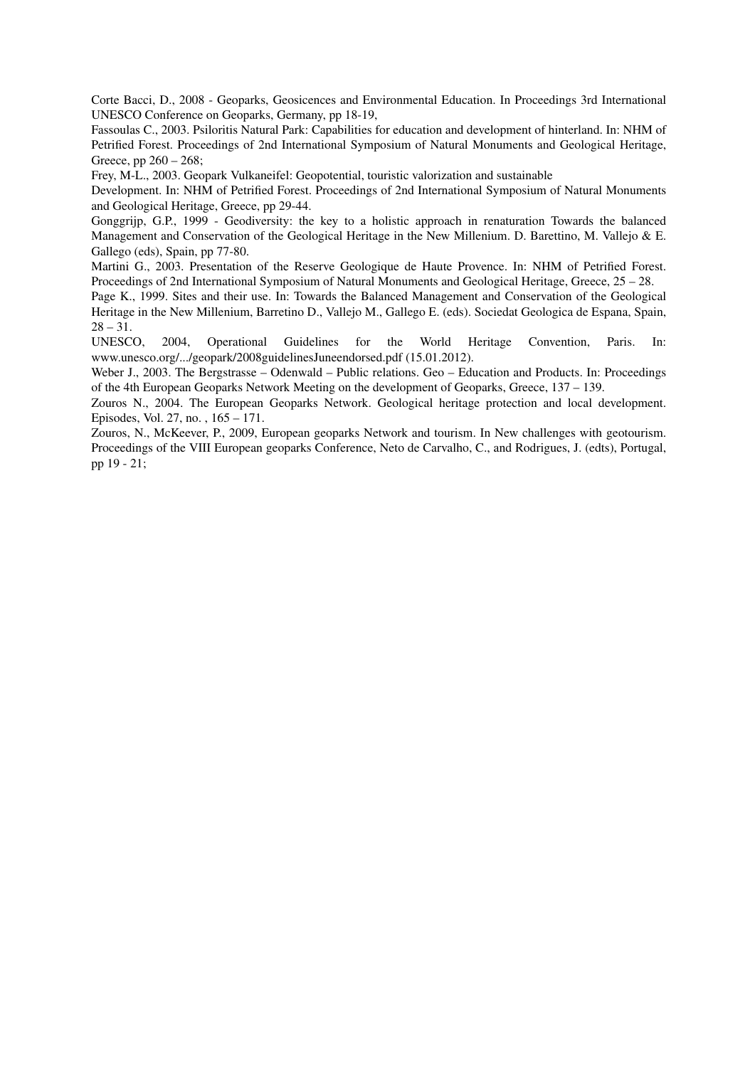Corte Bacci, D., 2008 - Geoparks, Geosicences and Environmental Education. In Proceedings 3rd International UNESCO Conference on Geoparks, Germany, pp 18-19,

Fassoulas C., 2003. Psiloritis Natural Park: Capabilities for education and development of hinterland. In: NHM of Petrified Forest. Proceedings of 2nd International Symposium of Natural Monuments and Geological Heritage, Greece, pp 260 – 268;

Frey, M-L., 2003. Geopark Vulkaneifel: Geopotential, touristic valorization and sustainable Development. In: NHM of Petrified Forest. Proceedings of 2nd International Symposium of Natural Monuments and Geological Heritage, Greece, pp 29-44.

Gonggrijp, G.P., 1999 - Geodiversity: the key to a holistic approach in renaturation Towards the balanced Management and Conservation of the Geological Heritage in the New Millenium. D. Barettino, M. Vallejo & E. Gallego (eds), Spain, pp 77-80.

Martini G., 2003. Presentation of the Reserve Geologique de Haute Provence. In: NHM of Petrified Forest. Proceedings of 2nd International Symposium of Natural Monuments and Geological Heritage, Greece, 25 – 28.

Page K., 1999. Sites and their use. In: Towards the Balanced Management and Conservation of the Geological Heritage in the New Millenium, Barretino D., Vallejo M., Gallego E. (eds). Sociedat Geologica de Espana, Spain, 28 – 31.

UNESCO, 2004, Operational Guidelines for the World Heritage Convention, Paris. In: www.unesco.org/.../geopark/2008guidelinesJuneendorsed.pdf (15.01.2012).

Weber J., 2003. The Bergstrasse – Odenwald – Public relations. Geo – Education and Products. In: Proceedings of the 4th European Geoparks Network Meeting on the development of Geoparks, Greece, 137 – 139.

Zouros N., 2004. The European Geoparks Network. Geological heritage protection and local development. Episodes, Vol. 27, no. , 165 – 171.

Zouros, N., McKeever, P., 2009, European geoparks Network and tourism. In New challenges with geotourism. Proceedings of the VIII European geoparks Conference, Neto de Carvalho, C., and Rodrigues, J. (edts), Portugal, pp 19 - 21;